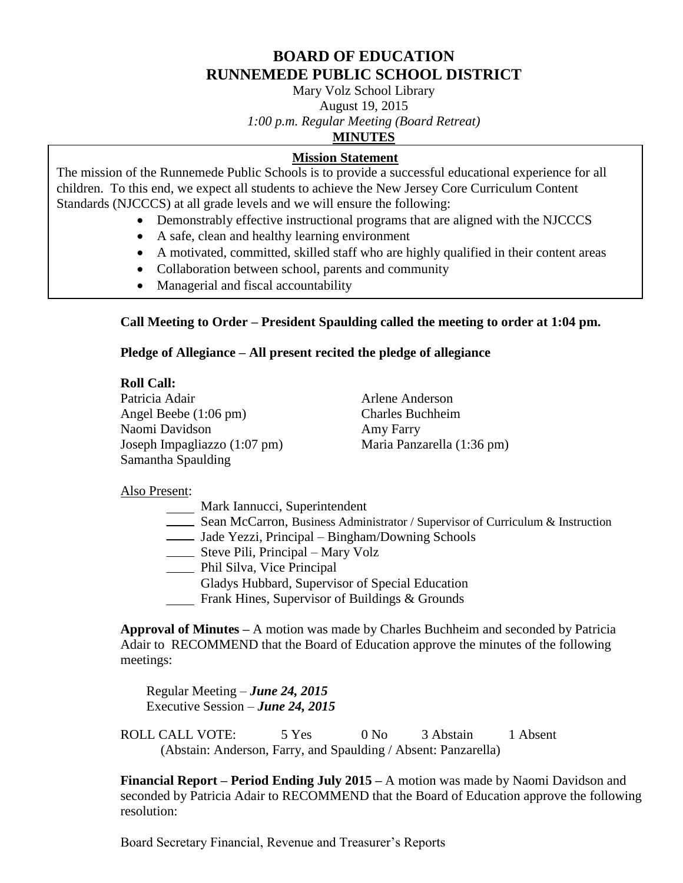# BOARD OF EDUCATION
# RUNNEMEDE PUBLIC SCHOOL DISTRICT

Mary Volz School Library
August 19, 2015
*1:00 p.m. Regular Meeting (Board Retreat)*

**MINUTES**

**Mission Statement**

The mission of the Runnemede Public Schools is to provide a successful educational experience for all children. To this end, we expect all students to achieve the New Jersey Core Curriculum Content Standards (NJCCCS) at all grade levels and we will ensure the following:

- Demonstrably effective instructional programs that are aligned with the NJCCCS
- A safe, clean and healthy learning environment
- A motivated, committed, skilled staff who are highly qualified in their content areas
- Collaboration between school, parents and community
- Managerial and fiscal accountability

**Call Meeting to Order – President Spaulding called the meeting to order at 1:04 pm.**

**Pledge of Allegiance – All present recited the pledge of allegiance**

**Roll Call:**

Patricia Adair
Arlene Anderson
Angel Beebe (1:06 pm)
Charles Buchheim
Naomi Davidson
Amy Farry
Joseph Impagliazzo (1:07 pm)
Maria Panzarella (1:36 pm)
Samantha Spaulding

Also Present:

____ Mark Iannucci, Superintendent
____ Sean McCarron, Business Administrator / Supervisor of Curriculum & Instruction
____ Jade Yezzi, Principal – Bingham/Downing Schools
____ Steve Pili, Principal – Mary Volz
____ Phil Silva, Vice Principal
Gladys Hubbard, Supervisor of Special Education
____ Frank Hines, Supervisor of Buildings & Grounds

**Approval of Minutes –** A motion was made by Charles Buchheim and seconded by Patricia Adair to RECOMMEND that the Board of Education approve the minutes of the following meetings:

Regular Meeting – ***June 24, 2015***
Executive Session – ***June 24, 2015***

ROLL CALL VOTE: 5 Yes 0 No 3 Abstain 1 Absent
(Abstain: Anderson, Farry, and Spaulding / Absent: Panzarella)

**Financial Report – Period Ending July 2015 –** A motion was made by Naomi Davidson and seconded by Patricia Adair to RECOMMEND that the Board of Education approve the following resolution:

Board Secretary Financial, Revenue and Treasurer's Reports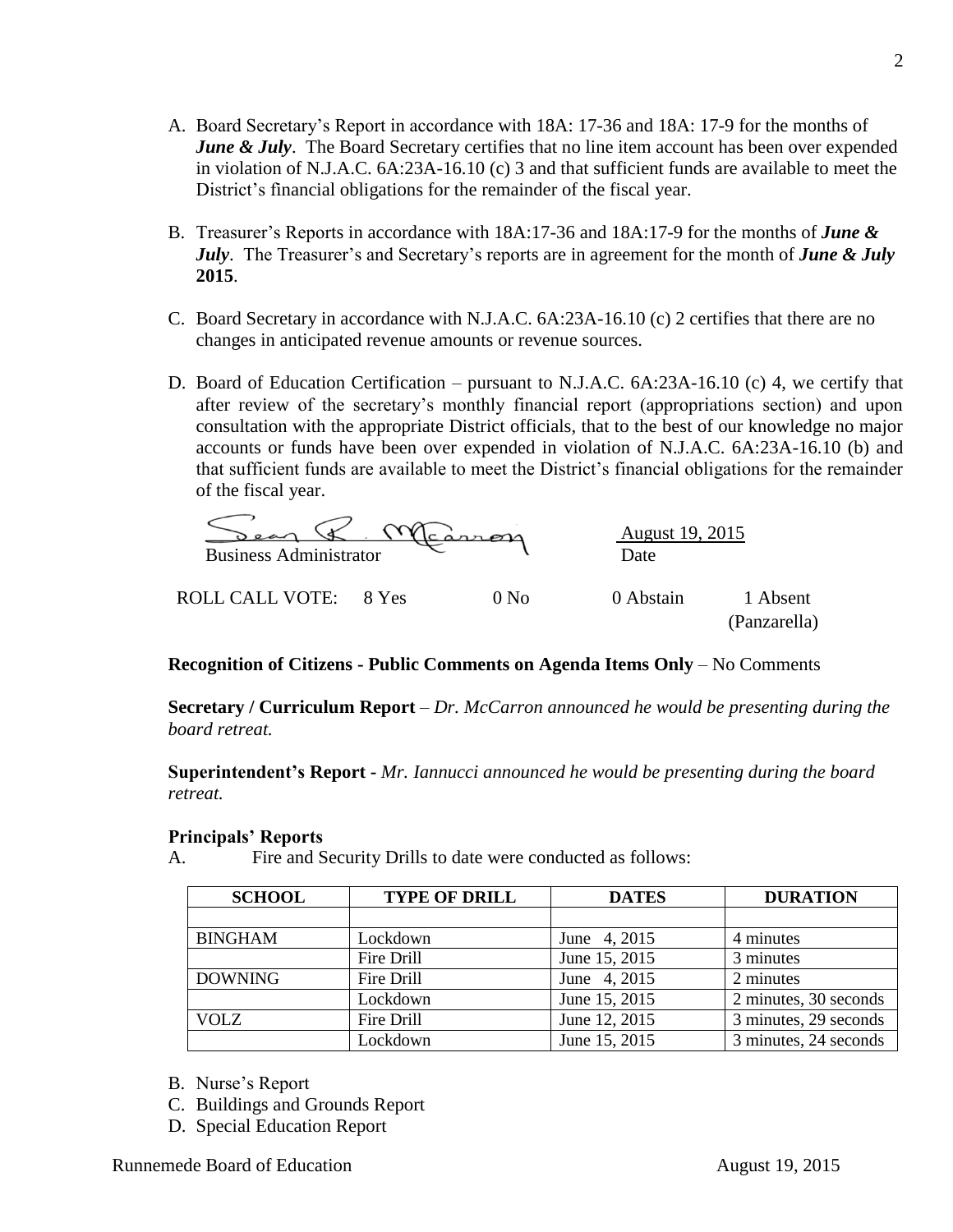A. Board Secretary's Report in accordance with 18A: 17-36 and 18A: 17-9 for the months of ***June & July***. The Board Secretary certifies that no line item account has been over expended in violation of N.J.A.C. 6A:23A-16.10 (c) 3 and that sufficient funds are available to meet the District's financial obligations for the remainder of the fiscal year.

B. Treasurer's Reports in accordance with 18A:17-36 and 18A:17-9 for the months of ***June & July***. The Treasurer's and Secretary's reports are in agreement for the month of ***June & July* 2015**.

C. Board Secretary in accordance with N.J.A.C. 6A:23A-16.10 (c) 2 certifies that there are no changes in anticipated revenue amounts or revenue sources.

D. Board of Education Certification – pursuant to N.J.A.C. 6A:23A-16.10 (c) 4, we certify that after review of the secretary's monthly financial report (appropriations section) and upon consultation with the appropriate District officials, that to the best of our knowledge no major accounts or funds have been over expended in violation of N.J.A.C. 6A:23A-16.10 (b) and that sufficient funds are available to meet the District's financial obligations for the remainder of the fiscal year.

Sean R. McCarron
Business Administrator

August 19, 2015
Date

ROLL CALL VOTE: 8 Yes 0 No 0 Abstain 1 Absent (Panzarella)

**Recognition of Citizens - Public Comments on Agenda Items Only** – No Comments

**Secretary / Curriculum Report** – *Dr. McCarron announced he would be presenting during the board retreat.*

**Superintendent's Report -** *Mr. Iannucci announced he would be presenting during the board retreat.*

**Principals' Reports**

A. Fire and Security Drills to date were conducted as follows:

| SCHOOL | TYPE OF DRILL | DATES | DURATION |
|---|---|---|---|
| | | | |
| BINGHAM | Lockdown | June 4, 2015 | 4 minutes |
| | Fire Drill | June 15, 2015 | 3 minutes |
| DOWNING | Fire Drill | June 4, 2015 | 2 minutes |
| | Lockdown | June 15, 2015 | 2 minutes, 30 seconds |
| VOLZ | Fire Drill | June 12, 2015 | 3 minutes, 29 seconds |
| | Lockdown | June 15, 2015 | 3 minutes, 24 seconds |

B. Nurse's Report
C. Buildings and Grounds Report
D. Special Education Report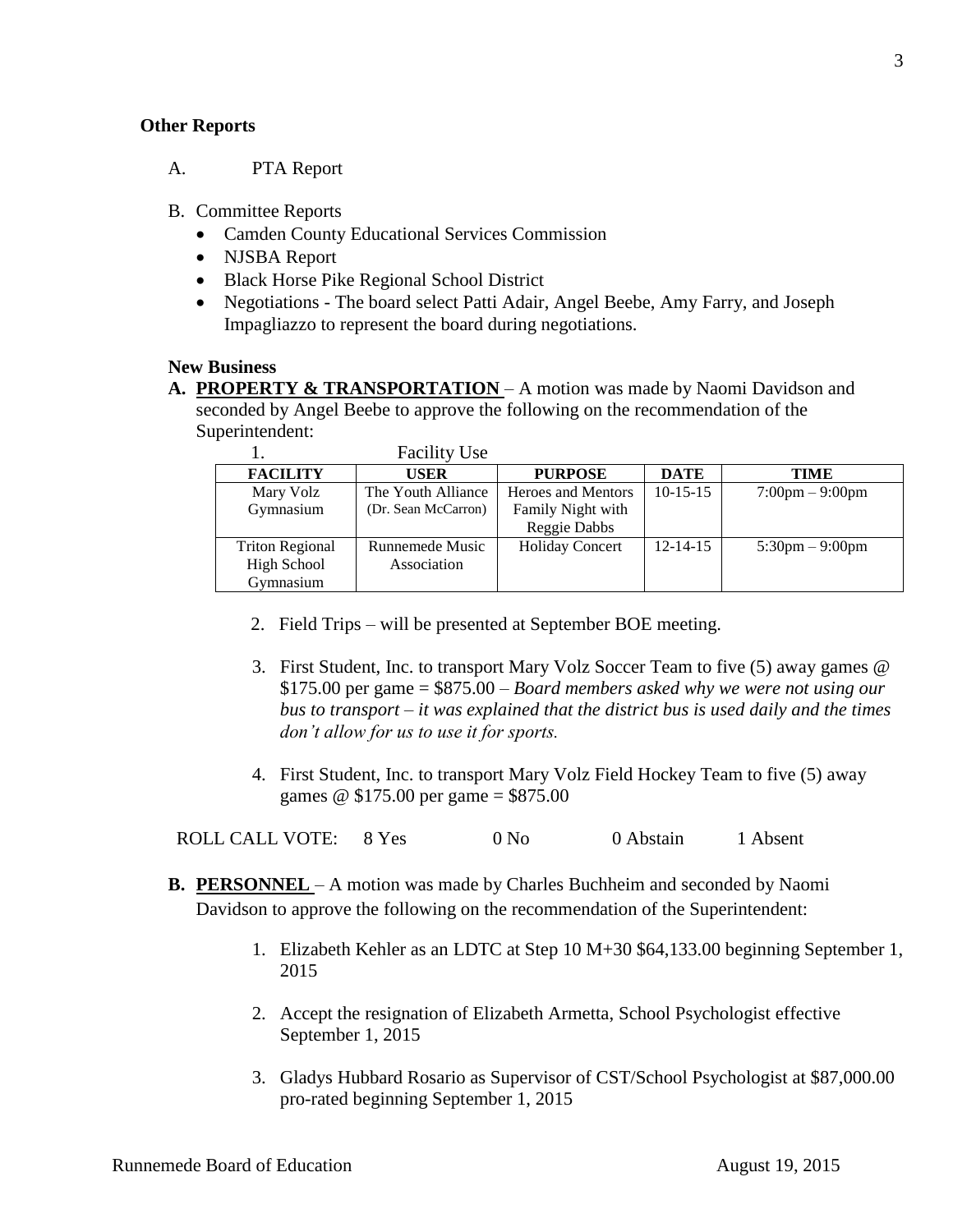**Other Reports**

A. PTA Report

B. Committee Reports
   - Camden County Educational Services Commission
   - NJSBA Report
   - Black Horse Pike Regional School District
   - Negotiations - The board select Patti Adair, Angel Beebe, Amy Farry, and Joseph Impagliazzo to represent the board during negotiations.

**New Business**

**A. PROPERTY & TRANSPORTATION** – A motion was made by Naomi Davidson and seconded by Angel Beebe to approve the following on the recommendation of the Superintendent:

1. Facility Use

| FACILITY | USER | PURPOSE | DATE | TIME |
|---|---|---|---|---|
| Mary Volz Gymnasium | The Youth Alliance (Dr. Sean McCarron) | Heroes and Mentors Family Night with Reggie Dabbs | 10-15-15 | 7:00pm – 9:00pm |
| Triton Regional High School Gymnasium | Runnemede Music Association | Holiday Concert | 12-14-15 | 5:30pm – 9:00pm |

2. Field Trips – will be presented at September BOE meeting.

3. First Student, Inc. to transport Mary Volz Soccer Team to five (5) away games @ $175.00 per game = $875.00 – *Board members asked why we were not using our bus to transport – it was explained that the district bus is used daily and the times don't allow for us to use it for sports.*

4. First Student, Inc. to transport Mary Volz Field Hockey Team to five (5) away games @ $175.00 per game = $875.00

ROLL CALL VOTE: 8 Yes 0 No 0 Abstain 1 Absent

**B. PERSONNEL** – A motion was made by Charles Buchheim and seconded by Naomi Davidson to approve the following on the recommendation of the Superintendent:

1. Elizabeth Kehler as an LDTC at Step 10 M+30 $64,133.00 beginning September 1, 2015

2. Accept the resignation of Elizabeth Armetta, School Psychologist effective September 1, 2015

3. Gladys Hubbard Rosario as Supervisor of CST/School Psychologist at $87,000.00 pro-rated beginning September 1, 2015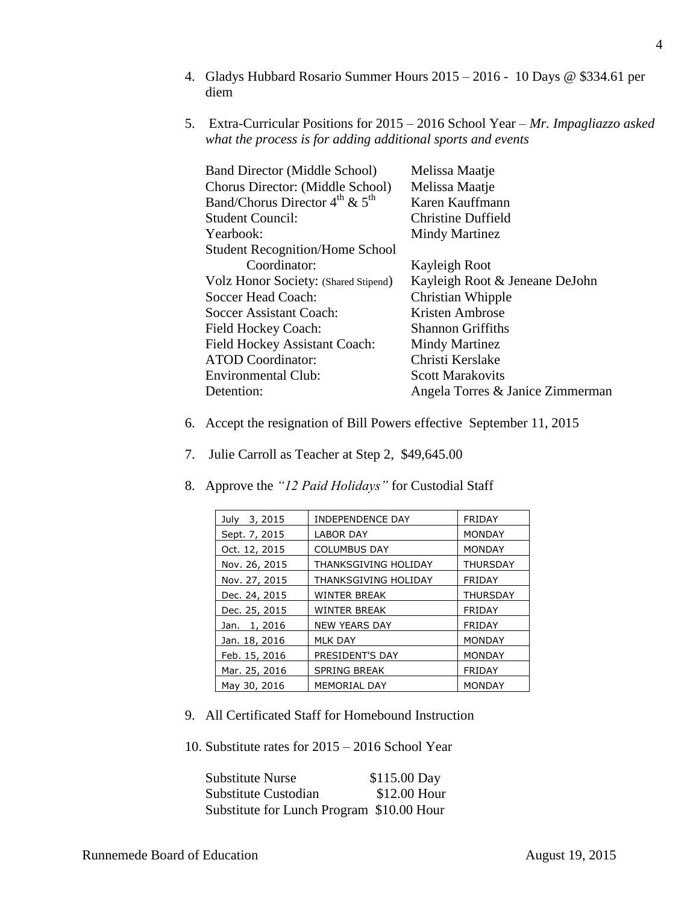4. Gladys Hubbard Rosario Summer Hours 2015 – 2016 - 10 Days @ $334.61 per diem

5. Extra-Curricular Positions for 2015 – 2016 School Year – *Mr. Impagliazzo asked what the process is for adding additional sports and events*

| | |
|---|---|
| Band Director (Middle School) | Melissa Maatje |
| Chorus Director: (Middle School) | Melissa Maatje |
| Band/Chorus Director 4th & 5th | Karen Kauffmann |
| Student Council: | Christine Duffield |
| Yearbook: | Mindy Martinez |
| Student Recognition/Home School Coordinator: | Kayleigh Root |
| Volz Honor Society: (Shared Stipend) | Kayleigh Root & Jeneane DeJohn |
| Soccer Head Coach: | Christian Whipple |
| Soccer Assistant Coach: | Kristen Ambrose |
| Field Hockey Coach: | Shannon Griffiths |
| Field Hockey Assistant Coach: | Mindy Martinez |
| ATOD Coordinator: | Christi Kerslake |
| Environmental Club: | Scott Marakovits |
| Detention: | Angela Torres & Janice Zimmerman |

6. Accept the resignation of Bill Powers effective September 11, 2015

7. Julie Carroll as Teacher at Step 2, $49,645.00

8. Approve the *"12 Paid Holidays"* for Custodial Staff

| | | |
|---|---|---|
| July 3, 2015 | INDEPENDENCE DAY | FRIDAY |
| Sept. 7, 2015 | LABOR DAY | MONDAY |
| Oct. 12, 2015 | COLUMBUS DAY | MONDAY |
| Nov. 26, 2015 | THANKSGIVING HOLIDAY | THURSDAY |
| Nov. 27, 2015 | THANKSGIVING HOLIDAY | FRIDAY |
| Dec. 24, 2015 | WINTER BREAK | THURSDAY |
| Dec. 25, 2015 | WINTER BREAK | FRIDAY |
| Jan. 1, 2016 | NEW YEARS DAY | FRIDAY |
| Jan. 18, 2016 | MLK DAY | MONDAY |
| Feb. 15, 2016 | PRESIDENT'S DAY | MONDAY |
| Mar. 25, 2016 | SPRING BREAK | FRIDAY |
| May 30, 2016 | MEMORIAL DAY | MONDAY |

9. All Certificated Staff for Homebound Instruction

10. Substitute rates for 2015 – 2016 School Year

| | |
|---|---|
| Substitute Nurse | $115.00 Day |
| Substitute Custodian | $12.00 Hour |
| Substitute for Lunch Program | $10.00 Hour |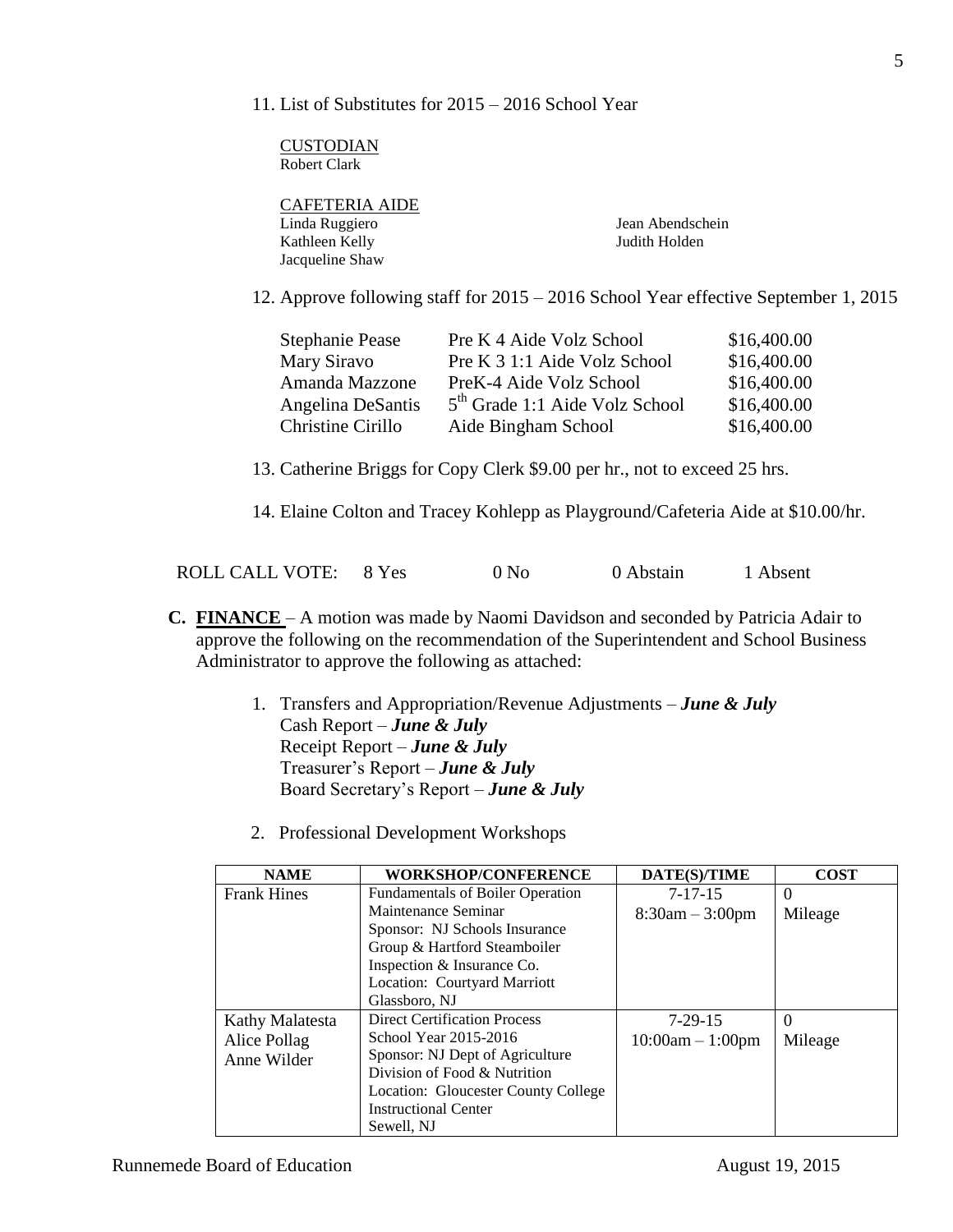11. List of Substitutes for 2015 – 2016 School Year

CUSTODIAN
Robert Clark

CAFETERIA AIDE
Linda Ruggiero
Kathleen Kelly
Jacqueline Shaw
Jean Abendschein
Judith Holden

12. Approve following staff for 2015 – 2016 School Year effective September 1, 2015

| | | |
|---|---|---|
| Stephanie Pease | Pre K 4 Aide Volz School | $16,400.00 |
| Mary Siravo | Pre K 3 1:1 Aide Volz School | $16,400.00 |
| Amanda Mazzone | PreK-4 Aide Volz School | $16,400.00 |
| Angelina DeSantis | 5th Grade 1:1 Aide Volz School | $16,400.00 |
| Christine Cirillo | Aide Bingham School | $16,400.00 |

13. Catherine Briggs for Copy Clerk $9.00 per hr., not to exceed 25 hrs.

14. Elaine Colton and Tracey Kohlepp as Playground/Cafeteria Aide at $10.00/hr.

ROLL CALL VOTE: 8 Yes 0 No 0 Abstain 1 Absent

**C. FINANCE** – A motion was made by Naomi Davidson and seconded by Patricia Adair to approve the following on the recommendation of the Superintendent and School Business Administrator to approve the following as attached:

1. Transfers and Appropriation/Revenue Adjustments – ***June & July***
   Cash Report – ***June & July***
   Receipt Report – ***June & July***
   Treasurer's Report – ***June & July***
   Board Secretary's Report – ***June & July***

2. Professional Development Workshops

| NAME | WORKSHOP/CONFERENCE | DATE(S)/TIME | COST |
|---|---|---|---|
| Frank Hines | Fundamentals of Boiler Operation Maintenance Seminar<br>Sponsor: NJ Schools Insurance Group & Hartford Steamboiler Inspection & Insurance Co.<br>Location: Courtyard Marriott Glassboro, NJ | 7-17-15<br>8:30am – 3:00pm | 0<br>Mileage |
| Kathy Malatesta<br>Alice Pollag<br>Anne Wilder | Direct Certification Process School Year 2015-2016<br>Sponsor: NJ Dept of Agriculture Division of Food & Nutrition<br>Location: Gloucester County College Instructional Center<br>Sewell, NJ | 7-29-15<br>10:00am – 1:00pm | 0<br>Mileage |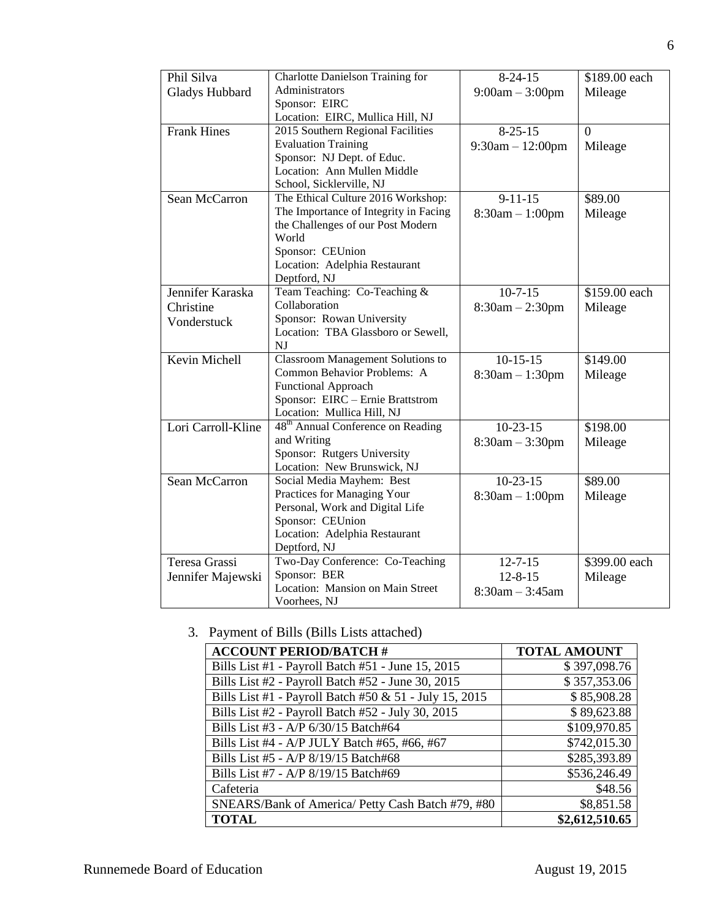| | | | |
|---|---|---|---|
| Phil Silva<br>Gladys Hubbard | Charlotte Danielson Training for Administrators<br>Sponsor: EIRC<br>Location: EIRC, Mullica Hill, NJ | 8-24-15<br>9:00am – 3:00pm | \$189.00 each<br>Mileage |
| Frank Hines | 2015 Southern Regional Facilities Evaluation Training<br>Sponsor: NJ Dept. of Educ.<br>Location: Ann Mullen Middle School, Sicklerville, NJ | 8-25-15<br>9:30am – 12:00pm | 0<br>Mileage |
| Sean McCarron | The Ethical Culture 2016 Workshop: The Importance of Integrity in Facing the Challenges of our Post Modern World<br>Sponsor: CEUnion<br>Location: Adelphia Restaurant Deptford, NJ | 9-11-15<br>8:30am – 1:00pm | \$89.00<br>Mileage |
| Jennifer Karaska<br>Christine Vonderstuck | Team Teaching: Co-Teaching & Collaboration<br>Sponsor: Rowan University<br>Location: TBA Glassboro or Sewell, NJ | 10-7-15<br>8:30am – 2:30pm | \$159.00 each<br>Mileage |
| Kevin Michell | Classroom Management Solutions to Common Behavior Problems: A Functional Approach<br>Sponsor: EIRC – Ernie Brattstrom<br>Location: Mullica Hill, NJ | 10-15-15<br>8:30am – 1:30pm | \$149.00<br>Mileage |
| Lori Carroll-Kline | 48th Annual Conference on Reading and Writing<br>Sponsor: Rutgers University<br>Location: New Brunswick, NJ | 10-23-15<br>8:30am – 3:30pm | \$198.00<br>Mileage |
| Sean McCarron | Social Media Mayhem: Best Practices for Managing Your Personal, Work and Digital Life<br>Sponsor: CEUnion<br>Location: Adelphia Restaurant Deptford, NJ | 10-23-15<br>8:30am – 1:00pm | \$89.00<br>Mileage |
| Teresa Grassi<br>Jennifer Majewski | Two-Day Conference: Co-Teaching<br>Sponsor: BER<br>Location: Mansion on Main Street Voorhees, NJ | 12-7-15<br>12-8-15<br>8:30am – 3:45am | \$399.00 each<br>Mileage |

3. Payment of Bills (Bills Lists attached)

| ACCOUNT PERIOD/BATCH # | TOTAL AMOUNT |
|---|---|
| Bills List #1 - Payroll Batch #51 - June 15, 2015 | \$ 397,098.76 |
| Bills List #2 - Payroll Batch #52 - June 30, 2015 | \$ 357,353.06 |
| Bills List #1 - Payroll Batch #50 & 51 - July 15, 2015 | \$ 85,908.28 |
| Bills List #2 - Payroll Batch #52 - July 30, 2015 | \$ 89,623.88 |
| Bills List #3 - A/P 6/30/15 Batch#64 | \$109,970.85 |
| Bills List #4 - A/P JULY Batch #65, #66, #67 | \$742,015.30 |
| Bills List #5 - A/P 8/19/15 Batch#68 | \$285,393.89 |
| Bills List #7 - A/P 8/19/15 Batch#69 | \$536,246.49 |
| Cafeteria | \$48.56 |
| SNEARS/Bank of America/ Petty Cash Batch #79, #80 | \$8,851.58 |
| **TOTAL** | **\$2,612,510.65** |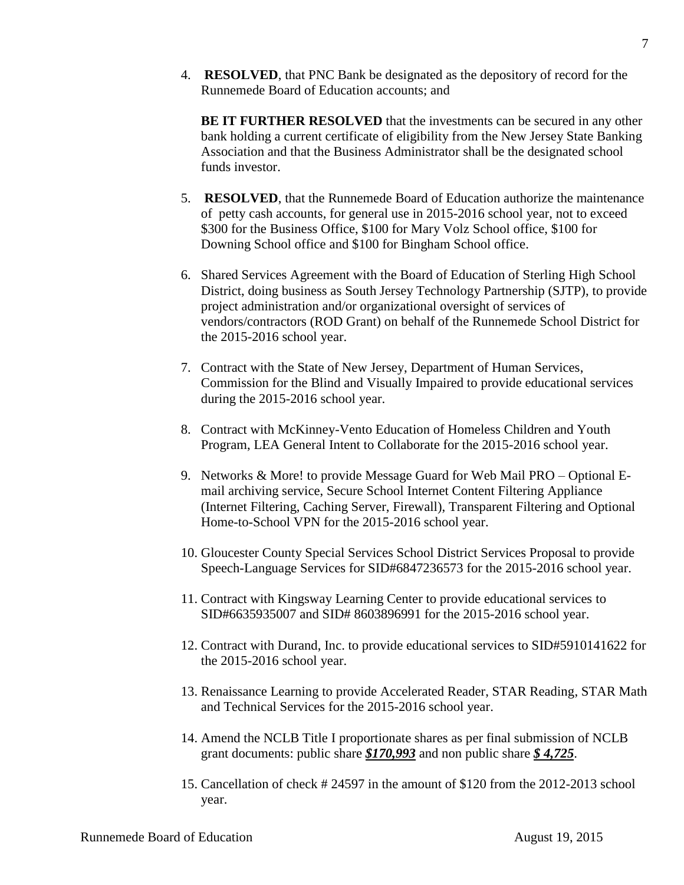4. **RESOLVED**, that PNC Bank be designated as the depository of record for the Runnemede Board of Education accounts; and

   **BE IT FURTHER RESOLVED** that the investments can be secured in any other bank holding a current certificate of eligibility from the New Jersey State Banking Association and that the Business Administrator shall be the designated school funds investor.

5. **RESOLVED**, that the Runnemede Board of Education authorize the maintenance of petty cash accounts, for general use in 2015-2016 school year, not to exceed $300 for the Business Office, $100 for Mary Volz School office, $100 for Downing School office and $100 for Bingham School office.

6. Shared Services Agreement with the Board of Education of Sterling High School District, doing business as South Jersey Technology Partnership (SJTP), to provide project administration and/or organizational oversight of services of vendors/contractors (ROD Grant) on behalf of the Runnemede School District for the 2015-2016 school year.

7. Contract with the State of New Jersey, Department of Human Services, Commission for the Blind and Visually Impaired to provide educational services during the 2015-2016 school year.

8. Contract with McKinney-Vento Education of Homeless Children and Youth Program, LEA General Intent to Collaborate for the 2015-2016 school year.

9. Networks & More! to provide Message Guard for Web Mail PRO – Optional E-mail archiving service, Secure School Internet Content Filtering Appliance (Internet Filtering, Caching Server, Firewall), Transparent Filtering and Optional Home-to-School VPN for the 2015-2016 school year.

10. Gloucester County Special Services School District Services Proposal to provide Speech-Language Services for SID#6847236573 for the 2015-2016 school year.

11. Contract with Kingsway Learning Center to provide educational services to SID#6635935007 and SID# 8603896991 for the 2015-2016 school year.

12. Contract with Durand, Inc. to provide educational services to SID#5910141622 for the 2015-2016 school year.

13. Renaissance Learning to provide Accelerated Reader, STAR Reading, STAR Math and Technical Services for the 2015-2016 school year.

14. Amend the NCLB Title I proportionate shares as per final submission of NCLB grant documents: public share ***$170,993*** and non public share ***$ 4,725***.

15. Cancellation of check # 24597 in the amount of $120 from the 2012-2013 school year.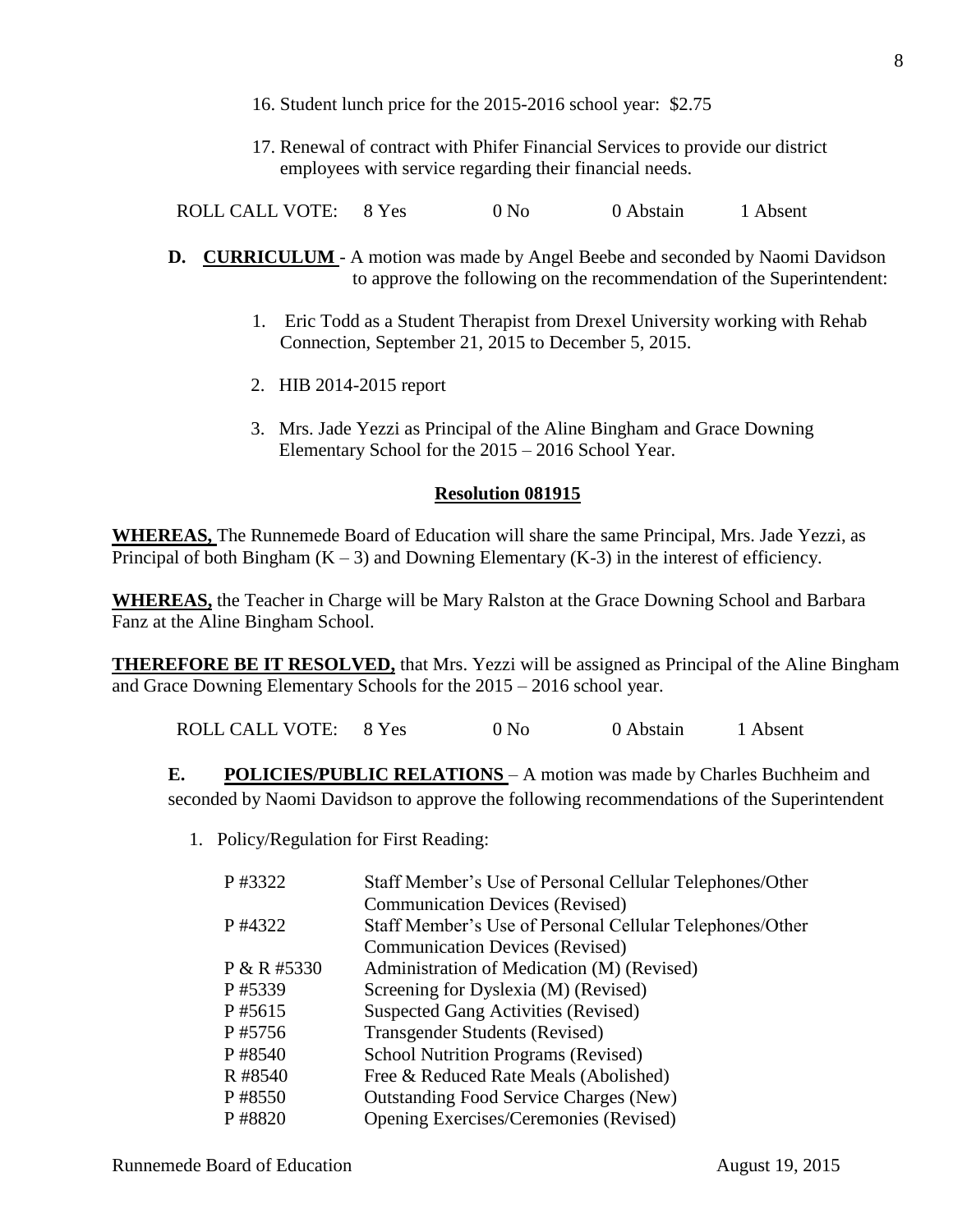16. Student lunch price for the 2015-2016 school year: $2.75

17. Renewal of contract with Phifer Financial Services to provide our district employees with service regarding their financial needs.

ROLL CALL VOTE: 8 Yes 0 No 0 Abstain 1 Absent

**D. <u>CURRICULUM</u>** - A motion was made by Angel Beebe and seconded by Naomi Davidson to approve the following on the recommendation of the Superintendent:

1. Eric Todd as a Student Therapist from Drexel University working with Rehab Connection, September 21, 2015 to December 5, 2015.

2. HIB 2014-2015 report

3. Mrs. Jade Yezzi as Principal of the Aline Bingham and Grace Downing Elementary School for the 2015 – 2016 School Year.

**<u>Resolution 081915</u>**

**<u>WHEREAS,</u>** The Runnemede Board of Education will share the same Principal, Mrs. Jade Yezzi, as Principal of both Bingham (K – 3) and Downing Elementary (K-3) in the interest of efficiency.

**<u>WHEREAS,</u>** the Teacher in Charge will be Mary Ralston at the Grace Downing School and Barbara Fanz at the Aline Bingham School.

**<u>THEREFORE BE IT RESOLVED,</u>** that Mrs. Yezzi will be assigned as Principal of the Aline Bingham and Grace Downing Elementary Schools for the 2015 – 2016 school year.

ROLL CALL VOTE: 8 Yes 0 No 0 Abstain 1 Absent

**E. <u>POLICIES/PUBLIC RELATIONS</u>** – A motion was made by Charles Buchheim and seconded by Naomi Davidson to approve the following recommendations of the Superintendent

1. Policy/Regulation for First Reading:

| | |
|---|---|
| P #3322 | Staff Member's Use of Personal Cellular Telephones/Other Communication Devices (Revised) |
| P #4322 | Staff Member's Use of Personal Cellular Telephones/Other Communication Devices (Revised) |
| P & R #5330 | Administration of Medication (M) (Revised) |
| P #5339 | Screening for Dyslexia (M) (Revised) |
| P #5615 | Suspected Gang Activities (Revised) |
| P #5756 | Transgender Students (Revised) |
| P #8540 | School Nutrition Programs (Revised) |
| R #8540 | Free & Reduced Rate Meals (Abolished) |
| P #8550 | Outstanding Food Service Charges (New) |
| P #8820 | Opening Exercises/Ceremonies (Revised) |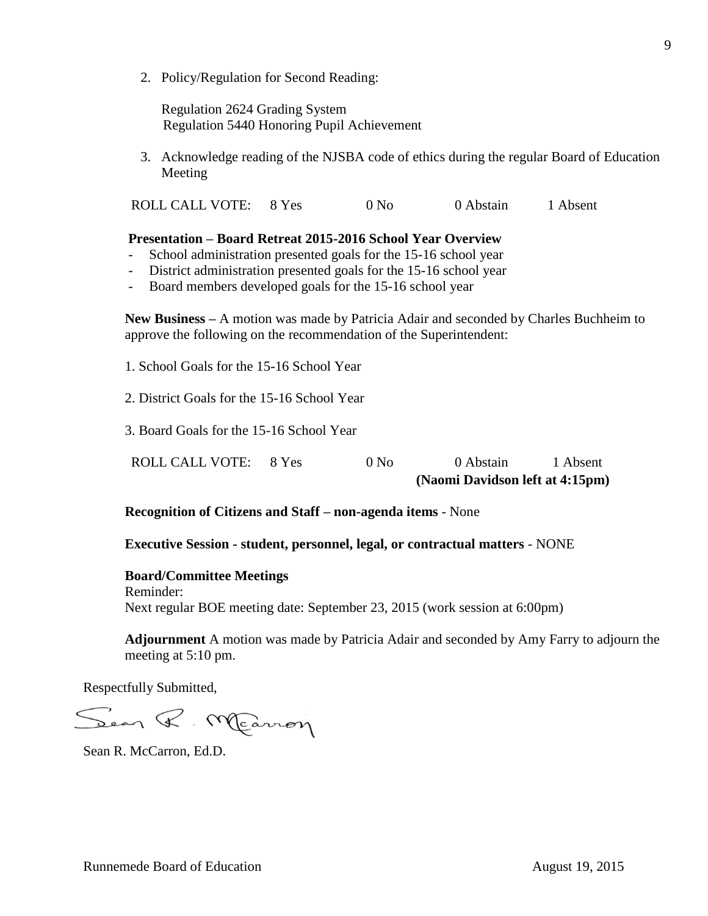2. Policy/Regulation for Second Reading:

   Regulation 2624 Grading System
   Regulation 5440 Honoring Pupil Achievement

3. Acknowledge reading of the NJSBA code of ethics during the regular Board of Education Meeting

ROLL CALL VOTE: 8 Yes 0 No 0 Abstain 1 Absent

**Presentation – Board Retreat 2015-2016 School Year Overview**

- School administration presented goals for the 15-16 school year
- District administration presented goals for the 15-16 school year
- Board members developed goals for the 15-16 school year

**New Business –** A motion was made by Patricia Adair and seconded by Charles Buchheim to approve the following on the recommendation of the Superintendent:

1. School Goals for the 15-16 School Year

2. District Goals for the 15-16 School Year

3. Board Goals for the 15-16 School Year

ROLL CALL VOTE: 8 Yes 0 No 0 Abstain 1 Absent
**(Naomi Davidson left at 4:15pm)**

**Recognition of Citizens and Staff – non-agenda items** - None

**Executive Session - student, personnel, legal, or contractual matters** - NONE

**Board/Committee Meetings**
Reminder:
Next regular BOE meeting date: September 23, 2015 (work session at 6:00pm)

**Adjournment** A motion was made by Patricia Adair and seconded by Amy Farry to adjourn the meeting at 5:10 pm.

Respectfully Submitted,

Sean R. McCarron, Ed.D.

Runnemede Board of Education August 19, 2015